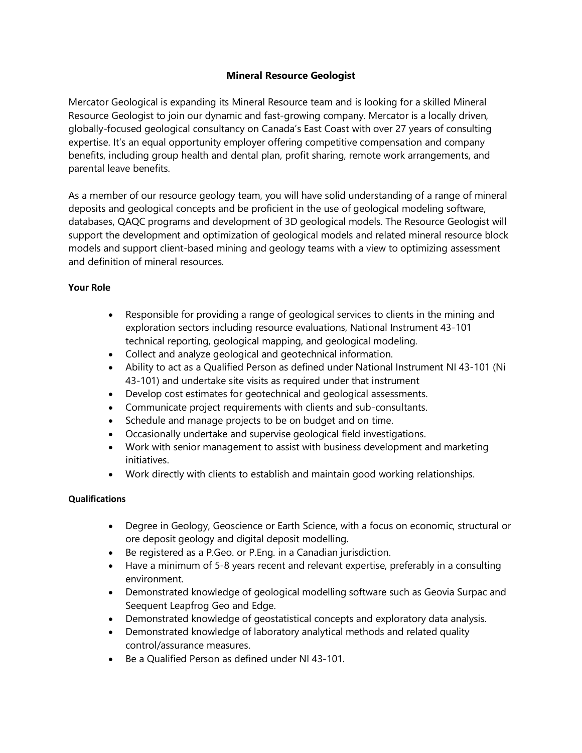# Mineral Resource Geologist

Mercator Geological is expanding its Mineral Resource team and is looking for a skilled Mineral Resource Geologist to join our dynamic and fast-growing company. Mercator is a locally driven, globally-focused geological consultancy on Canada's East Coast with over 27 years of consulting expertise. It's an equal opportunity employer offering competitive compensation and company benefits, including group health and dental plan, profit sharing, remote work arrangements, and parental leave benefits.

As a member of our resource geology team, you will have solid understanding of a range of mineral deposits and geological concepts and be proficient in the use of geological modeling software, databases, QAQC programs and development of 3D geological models. The Resource Geologist will support the development and optimization of geological models and related mineral resource block models and support client-based mining and geology teams with a view to optimizing assessment and definition of mineral resources.

**Your Role**

- Responsible for providing a range of geological services to clients in the mining and exploration sectors including resource evaluations, National Instrument 43-101 technical reporting, geological mapping, and geological modeling.
- Collect and analyze geological and geotechnical information.
- Ability to act as a Qualified Person as defined under National Instrument NI 43-101 (Ni 43-101) and undertake site visits as required under that instrument
- Develop cost estimates for geotechnical and geological assessments.
- Communicate project requirements with clients and sub-consultants.
- Schedule and manage projects to be on budget and on time.
- Occasionally undertake and supervise geological field investigations.
- Work with senior management to assist with business development and marketing initiatives.
- Work directly with clients to establish and maintain good working relationships.

**Qualifications**

- Degree in Geology, Geoscience or Earth Science, with a focus on economic, structural or ore deposit geology and digital deposit modelling.
- Be registered as a P.Geo. or P.Eng. in a Canadian jurisdiction.
- Have a minimum of 5-8 years recent and relevant expertise, preferably in a consulting environment.
- Demonstrated knowledge of geological modelling software such as Geovia Surpac and Seequent Leapfrog Geo and Edge.
- Demonstrated knowledge of geostatistical concepts and exploratory data analysis.
- Demonstrated knowledge of laboratory analytical methods and related quality control/assurance measures.
- Be a Qualified Person as defined under NI 43-101.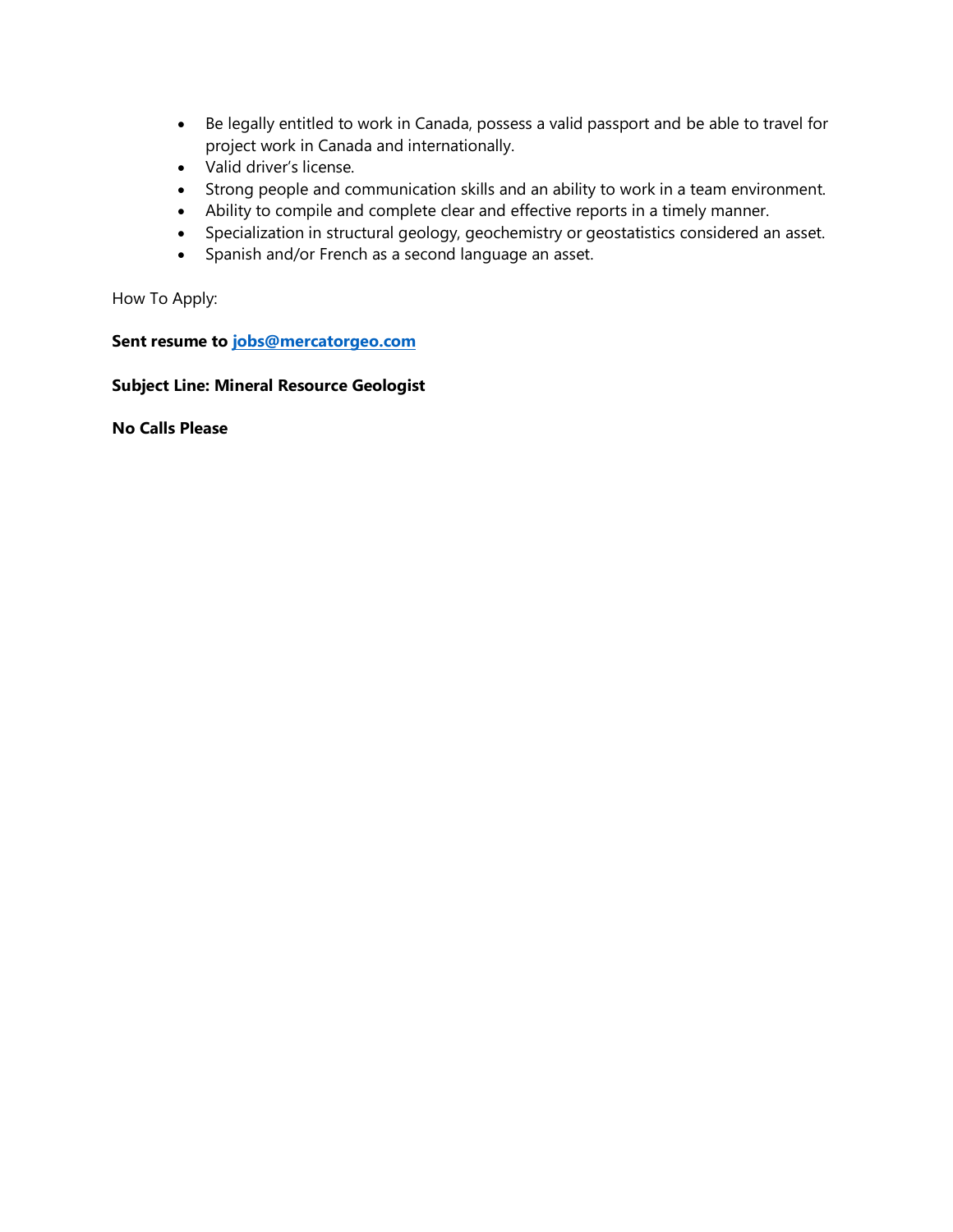- Be legally entitled to work in Canada, possess a valid passport and be able to travel for project work in Canada and internationally.
- Valid driver's license.
- Strong people and communication skills and an ability to work in a team environment.
- Ability to compile and complete clear and effective reports in a timely manner.
- Specialization in structural geology, geochemistry or geostatistics considered an asset.
- Spanish and/or French as a second language an asset.

How To Apply:

**Sent resume to jobs@mercatorgeo.com**

**Subject Line: Mineral Resource Geologist**

**No Calls Please**